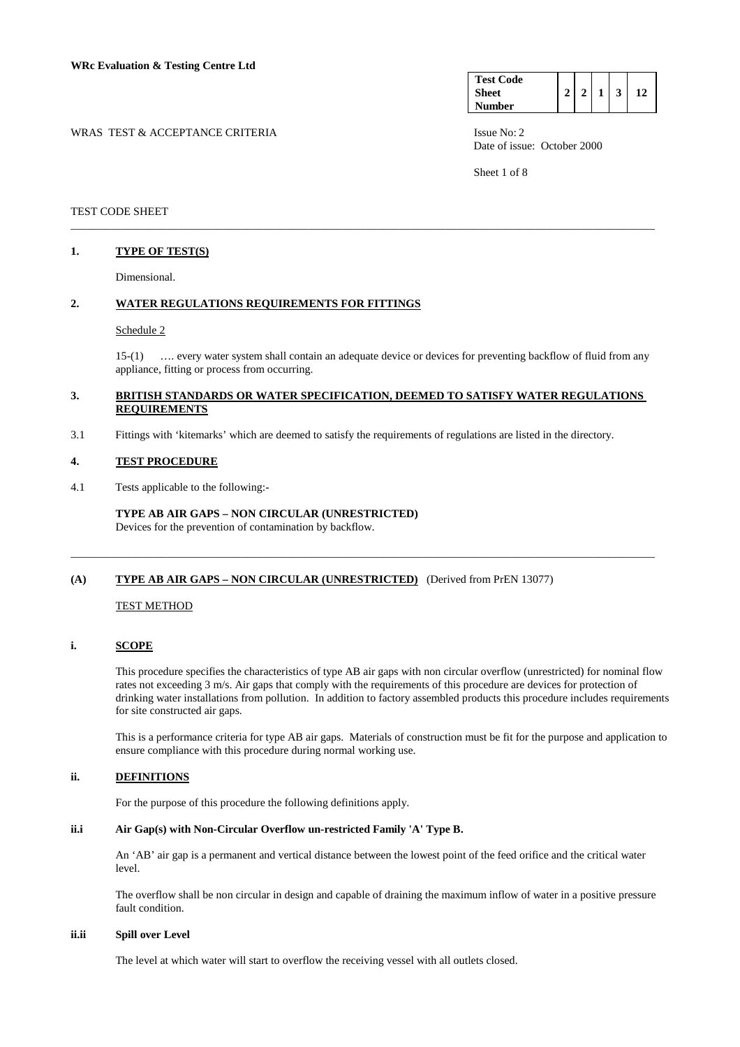**WRc Evaluation & Testing Centre Ltd**

| Test Code Sheet Number | 2 | 2 | 1 | 3 | 12 |
|---|---|---|---|---|---|

WRAS TEST & ACCEPTANCE CRITERIA

Issue No: 2
Date of issue: October 2000

TEST CODE SHEET

---

## 1. TYPE OF TEST(S)

Dimensional.

## 2. WATER REGULATIONS REQUIREMENTS FOR FITTINGS

Schedule 2

15-(1) …. every water system shall contain an adequate device or devices for preventing backflow of fluid from any appliance, fitting or process from occurring.

## 3. BRITISH STANDARDS OR WATER SPECIFICATION, DEEMED TO SATISFY WATER REGULATIONS REQUIREMENTS

3.1 Fittings with 'kitemarks' which are deemed to satisfy the requirements of regulations are listed in the directory.

## 4. TEST PROCEDURE

4.1 Tests applicable to the following:-

**TYPE AB AIR GAPS – NON CIRCULAR (UNRESTRICTED)**
Devices for the prevention of contamination by backflow.

---

## (A) TYPE AB AIR GAPS – NON CIRCULAR (UNRESTRICTED) (Derived from PrEN 13077)

TEST METHOD

### i. SCOPE

This procedure specifies the characteristics of type AB air gaps with non circular overflow (unrestricted) for nominal flow rates not exceeding 3 m/s. Air gaps that comply with the requirements of this procedure are devices for protection of drinking water installations from pollution. In addition to factory assembled products this procedure includes requirements for site constructed air gaps.

This is a performance criteria for type AB air gaps. Materials of construction must be fit for the purpose and application to ensure compliance with this procedure during normal working use.

### ii. DEFINITIONS

For the purpose of this procedure the following definitions apply.

#### ii.i Air Gap(s) with Non-Circular Overflow un-restricted Family 'A' Type B.

An 'AB' air gap is a permanent and vertical distance between the lowest point of the feed orifice and the critical water level.

The overflow shall be non circular in design and capable of draining the maximum inflow of water in a positive pressure fault condition.

#### ii.ii Spill over Level

The level at which water will start to overflow the receiving vessel with all outlets closed.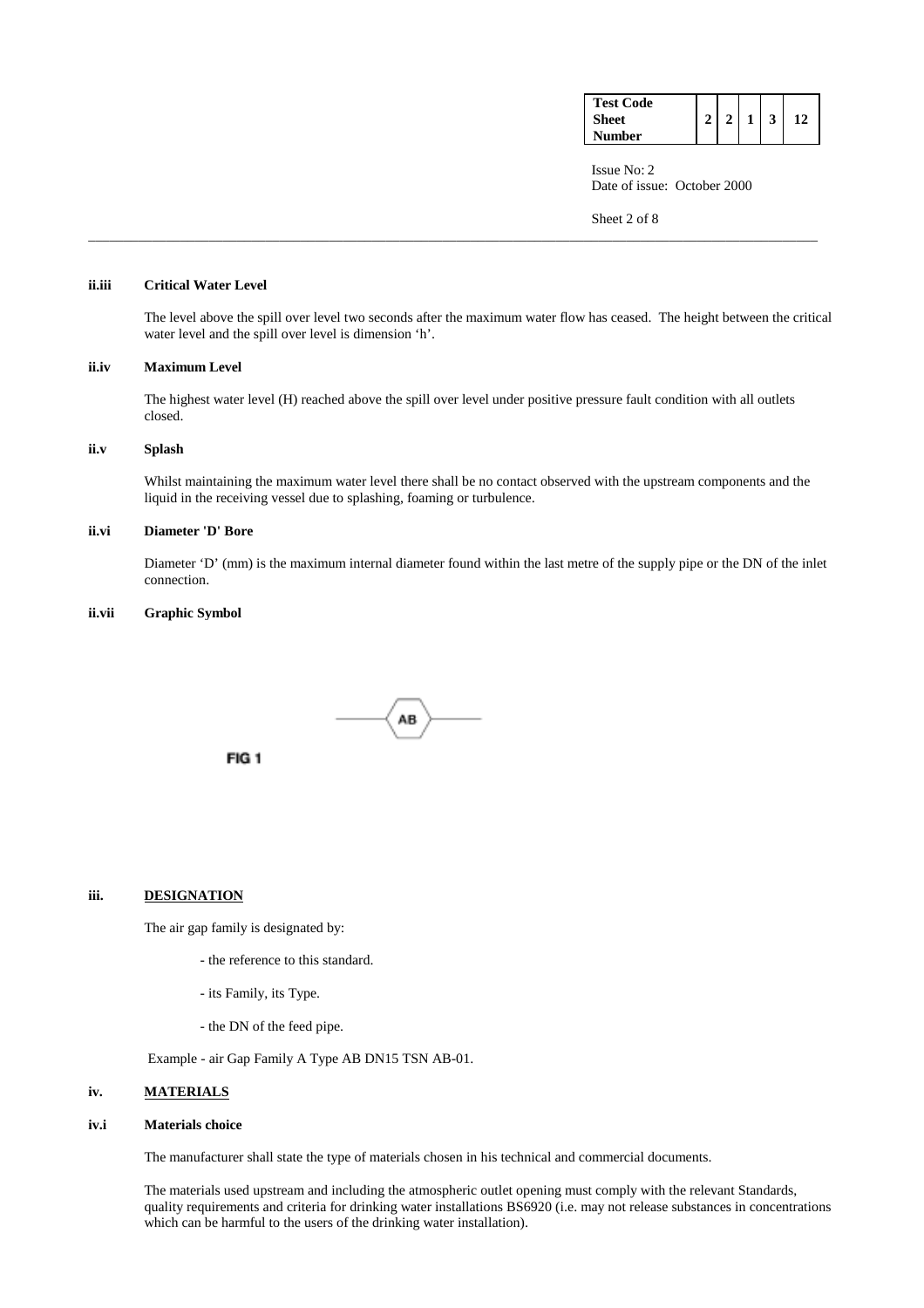### ii.iii Critical Water Level

The level above the spill over level two seconds after the maximum water flow has ceased. The height between the critical water level and the spill over level is dimension 'h'.

### ii.iv Maximum Level

The highest water level (H) reached above the spill over level under positive pressure fault condition with all outlets closed.

### ii.v Splash

Whilst maintaining the maximum water level there shall be no contact observed with the upstream components and the liquid in the receiving vessel due to splashing, foaming or turbulence.

### ii.vi Diameter 'D' Bore

Diameter 'D' (mm) is the maximum internal diameter found within the last metre of the supply pipe or the DN of the inlet connection.

### ii.vii Graphic Symbol

AB

FIG 1

## iii. DESIGNATION

The air gap family is designated by:

- the reference to this standard.
- its Family, its Type.
- the DN of the feed pipe.

Example - air Gap Family A Type AB DN15 TSN AB-01.

## iv. MATERIALS

### iv.i Materials choice

The manufacturer shall state the type of materials chosen in his technical and commercial documents.

The materials used upstream and including the atmospheric outlet opening must comply with the relevant Standards, quality requirements and criteria for drinking water installations BS6920 (i.e. may not release substances in concentrations which can be harmful to the users of the drinking water installation).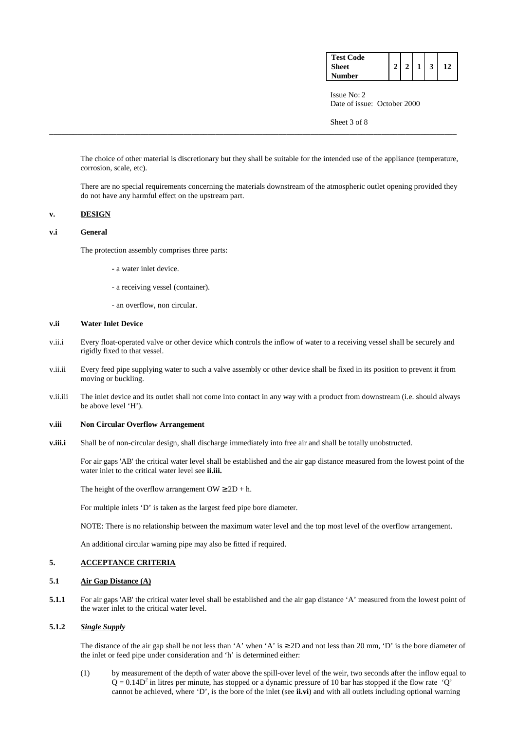The choice of other material is discretionary but they shall be suitable for the intended use of the appliance (temperature, corrosion, scale, etc).

There are no special requirements concerning the materials downstream of the atmospheric outlet opening provided they do not have any harmful effect on the upstream part.

## v. DESIGN

### v.i General

The protection assembly comprises three parts:

- a water inlet device.
- a receiving vessel (container).
- an overflow, non circular.

### v.ii Water Inlet Device

v.ii.i Every float-operated valve or other device which controls the inflow of water to a receiving vessel shall be securely and rigidly fixed to that vessel.

v.ii.ii Every feed pipe supplying water to such a valve assembly or other device shall be fixed in its position to prevent it from moving or buckling.

v.ii.iii The inlet device and its outlet shall not come into contact in any way with a product from downstream (i.e. should always be above level 'H').

### v.iii Non Circular Overflow Arrangement

**v.iii.i** Shall be of non-circular design, shall discharge immediately into free air and shall be totally unobstructed.

For air gaps 'AB' the critical water level shall be established and the air gap distance measured from the lowest point of the water inlet to the critical water level see **ii.iii.**

The height of the overflow arrangement $OW \geq 2D + h$.

For multiple inlets 'D' is taken as the largest feed pipe bore diameter.

NOTE: There is no relationship between the maximum water level and the top most level of the overflow arrangement.

An additional circular warning pipe may also be fitted if required.

## 5. ACCEPTANCE CRITERIA

### 5.1 Air Gap Distance (A)

**5.1.1** For air gaps 'AB' the critical water level shall be established and the air gap distance 'A' measured from the lowest point of the water inlet to the critical water level.

### 5.1.2 *Single Supply*

The distance of the air gap shall be not less than 'A' when 'A' is $\geq 2D$ and not less than 20 mm, 'D' is the bore diameter of the inlet or feed pipe under consideration and 'h' is determined either:

(1) by measurement of the depth of water above the spill-over level of the weir, two seconds after the inflow equal to $Q = 0.14D^2$ in litres per minute, has stopped or a dynamic pressure of 10 bar has stopped if the flow rate 'Q' cannot be achieved, where 'D', is the bore of the inlet (see **ii.vi**) and with all outlets including optional warning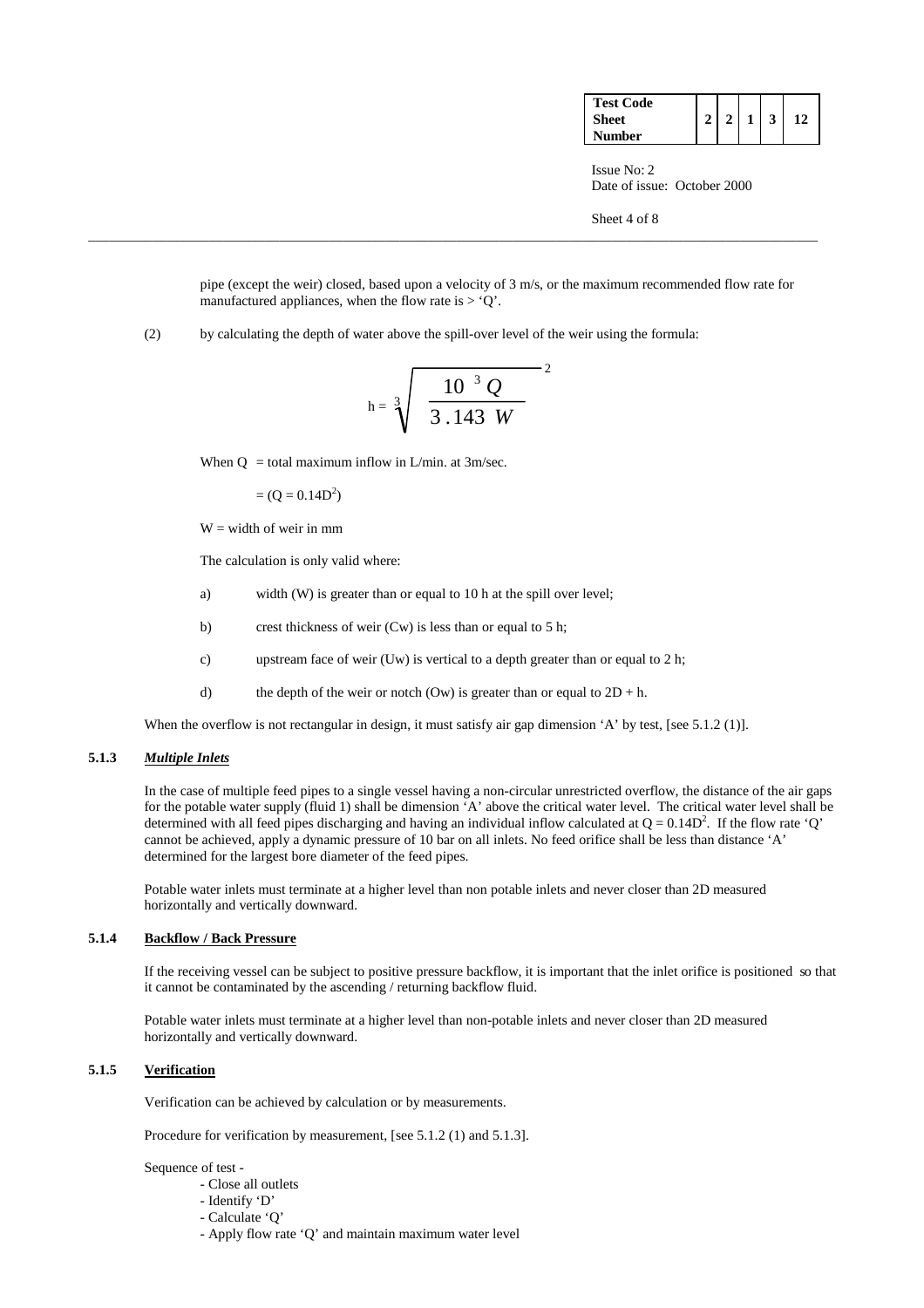pipe (except the weir) closed, based upon a velocity of 3 m/s, or the maximum recommended flow rate for manufactured appliances, when the flow rate is > 'Q'.

(2) by calculating the depth of water above the spill-over level of the weir using the formula:

$$h = \sqrt[3]{\frac{10^{3} Q}{3.143\ W}}^{\,2}$$

When Q = total maximum inflow in L/min. at 3m/sec.

= ($Q = 0.14D^2$)

W = width of weir in mm

The calculation is only valid where:

a) width (W) is greater than or equal to 10 h at the spill over level;

b) crest thickness of weir (Cw) is less than or equal to 5 h;

c) upstream face of weir (Uw) is vertical to a depth greater than or equal to 2 h;

d) the depth of the weir or notch (Ow) is greater than or equal to 2D + h.

When the overflow is not rectangular in design, it must satisfy air gap dimension 'A' by test, [see 5.1.2 (1)].

### 5.1.3 *Multiple Inlets*

In the case of multiple feed pipes to a single vessel having a non-circular unrestricted overflow, the distance of the air gaps for the potable water supply (fluid 1) shall be dimension 'A' above the critical water level. The critical water level shall be determined with all feed pipes discharging and having an individual inflow calculated at $Q = 0.14D^2$. If the flow rate 'Q' cannot be achieved, apply a dynamic pressure of 10 bar on all inlets. No feed orifice shall be less than distance 'A' determined for the largest bore diameter of the feed pipes.

Potable water inlets must terminate at a higher level than non potable inlets and never closer than 2D measured horizontally and vertically downward.

### 5.1.4 Backflow / Back Pressure

If the receiving vessel can be subject to positive pressure backflow, it is important that the inlet orifice is positioned so that it cannot be contaminated by the ascending / returning backflow fluid.

Potable water inlets must terminate at a higher level than non-potable inlets and never closer than 2D measured horizontally and vertically downward.

### 5.1.5 Verification

Verification can be achieved by calculation or by measurements.

Procedure for verification by measurement, [see 5.1.2 (1) and 5.1.3].

Sequence of test -

- Close all outlets
- Identify 'D'
- Calculate 'Q'
- Apply flow rate 'Q' and maintain maximum water level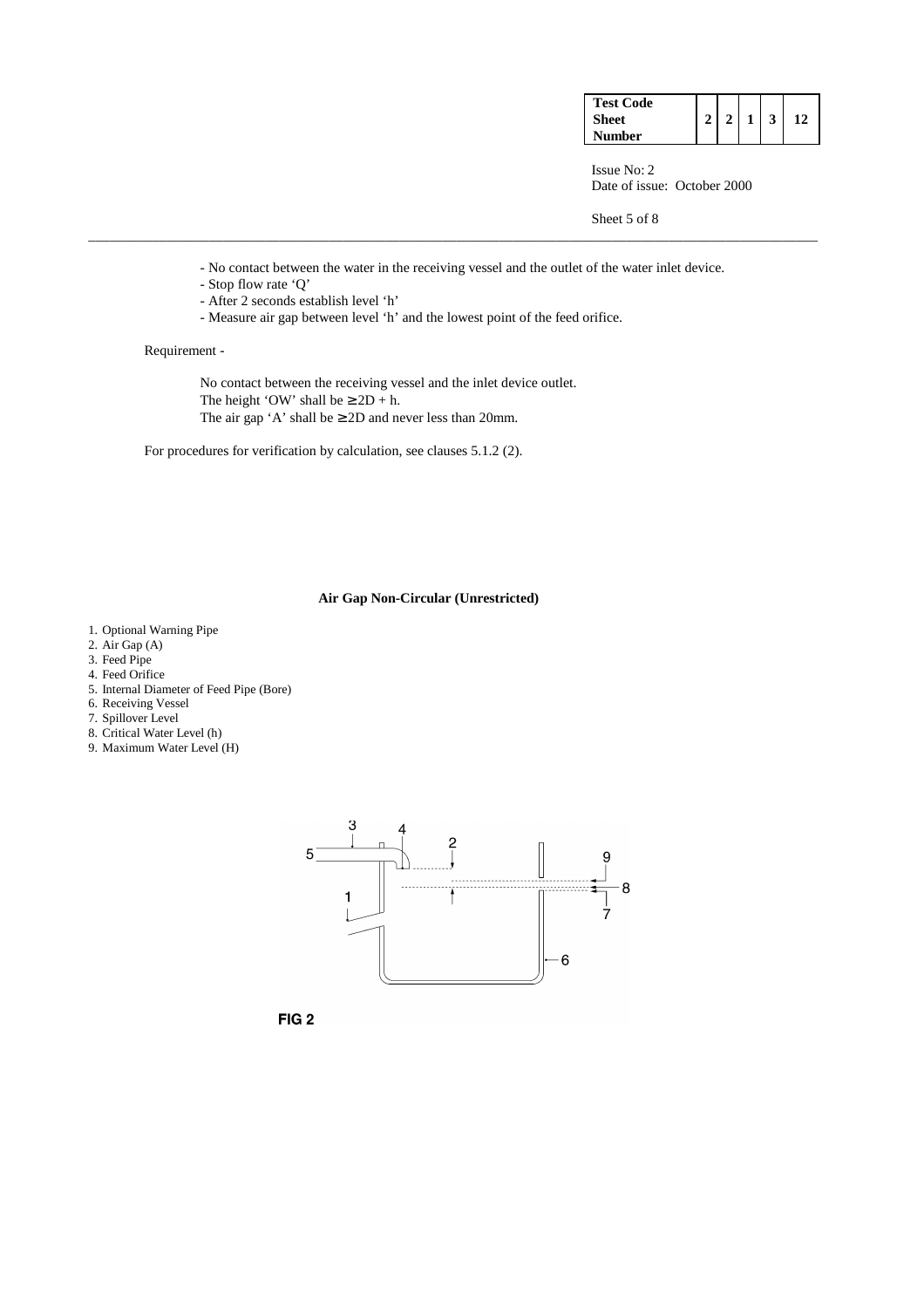- No contact between the water in the receiving vessel and the outlet of the water inlet device.
- Stop flow rate 'Q'
- After 2 seconds establish level 'h'
- Measure air gap between level 'h' and the lowest point of the feed orifice.

Requirement -

No contact between the receiving vessel and the inlet device outlet.
The height 'OW' shall be $\geq 2D + h$.
The air gap 'A' shall be $\geq 2D$ and never less than 20mm.

For procedures for verification by calculation, see clauses 5.1.2 (2).

**Air Gap Non-Circular (Unrestricted)**

1. Optional Warning Pipe
2. Air Gap (A)
3. Feed Pipe
4. Feed Orifice
5. Internal Diameter of Feed Pipe (Bore)
6. Receiving Vessel
7. Spillover Level
8. Critical Water Level (h)
9. Maximum Water Level (H)

**FIG 2**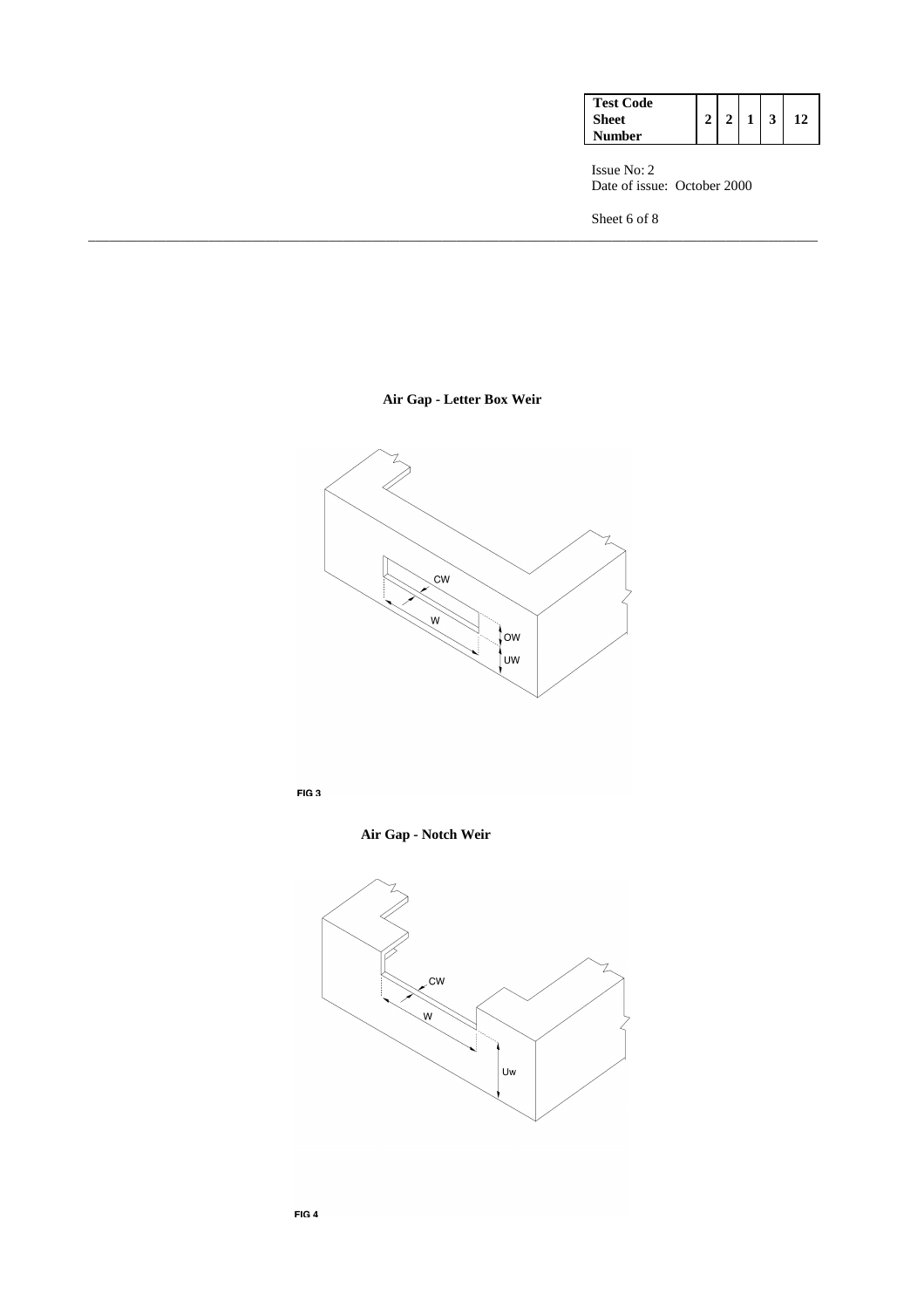**Air Gap - Letter Box Weir**

CW

W

OW

UW

FIG 3

**Air Gap - Notch Weir**

CW

W

Uw

FIG 4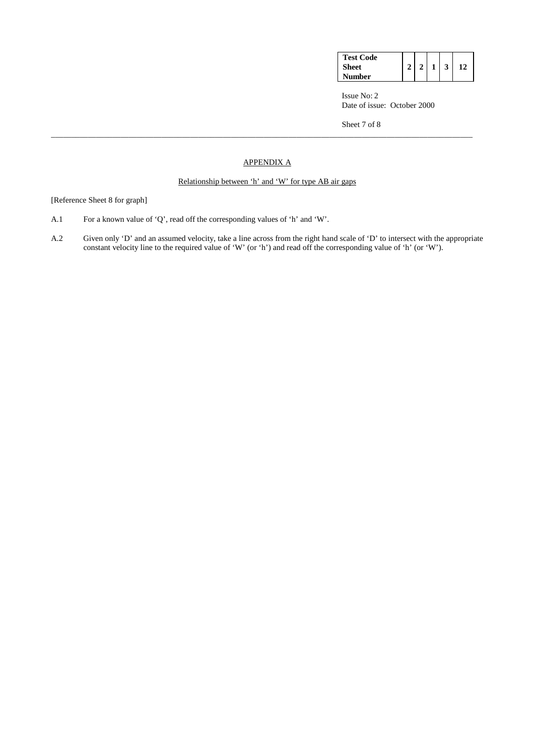## APPENDIX A

### Relationship between 'h' and 'W' for type AB air gaps

[Reference Sheet 8 for graph]

A.1 For a known value of 'Q', read off the corresponding values of 'h' and 'W'.

A.2 Given only 'D' and an assumed velocity, take a line across from the right hand scale of 'D' to intersect with the appropriate constant velocity line to the required value of 'W' (or 'h') and read off the corresponding value of 'h' (or 'W').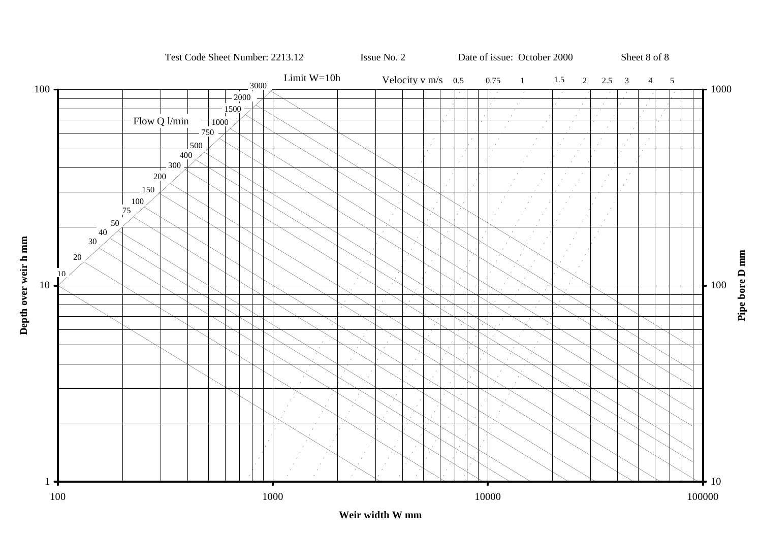Test Code Sheet Number: 2213.12 Issue No. 2 Date of issue: October 2000

Limit W=10h

Velocity v m/s 0.5 0.75 1 1.5 2 2.5 3 4 5

Flow Q l/min 3000 2000 1500 1000 750 500 400 300 200 150 100 75 50 40 30 20 10

Depth over weir h mm

100
10
1

Pipe bore D mm

1000
100
10

Weir width W mm

100 1000 10000 100000